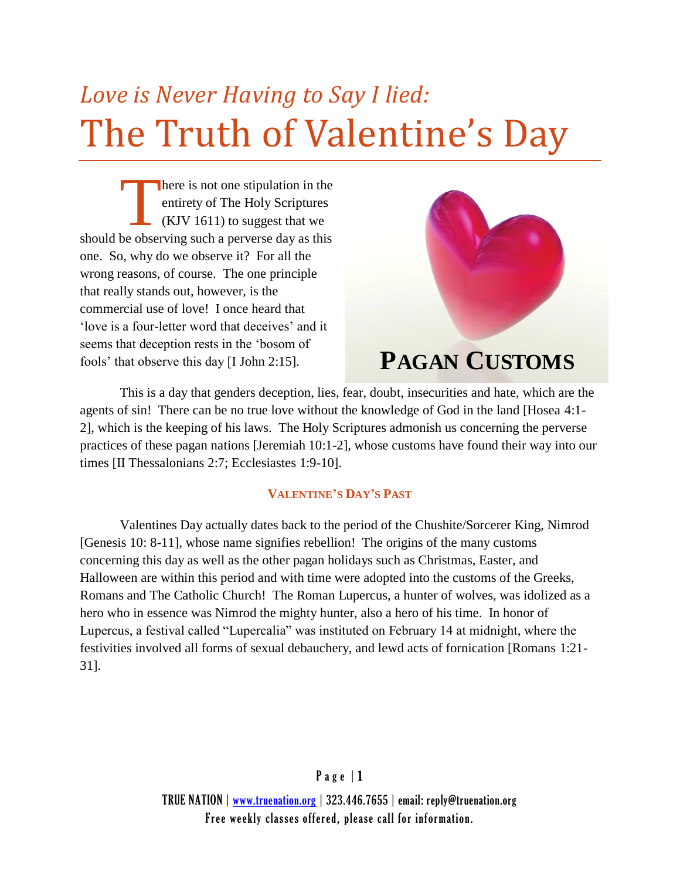# *Love is Never Having to Say I lied:*
# The Truth of Valentine's Day

There is not one stipulation in the entirety of The Holy Scriptures (KJV 1611) to suggest that we should be observing such a perverse day as this one. So, why do we observe it? For all the wrong reasons, of course. The one principle that really stands out, however, is the commercial use of love! I once heard that 'love is a four-letter word that deceives' and it seems that deception rests in the 'bosom of fools' that observe this day [I John 2:15].

**PAGAN CUSTOMS**

This is a day that genders deception, lies, fear, doubt, insecurities and hate, which are the agents of sin! There can be no true love without the knowledge of God in the land [Hosea 4:1-2], which is the keeping of his laws. The Holy Scriptures admonish us concerning the perverse practices of these pagan nations [Jeremiah 10:1-2], whose customs have found their way into our times [II Thessalonians 2:7; Ecclesiastes 1:9-10].

### VALENTINE'S DAY'S PAST

Valentines Day actually dates back to the period of the Chushite/Sorcerer King, Nimrod [Genesis 10: 8-11], whose name signifies rebellion! The origins of the many customs concerning this day as well as the other pagan holidays such as Christmas, Easter, and Halloween are within this period and with time were adopted into the customs of the Greeks, Romans and The Catholic Church! The Roman Lupercus, a hunter of wolves, was idolized as a hero who in essence was Nimrod the mighty hunter, also a hero of his time. In honor of Lupercus, a festival called "Lupercalia" was instituted on February 14 at midnight, where the festivities involved all forms of sexual debauchery, and lewd acts of fornication [Romans 1:21-31].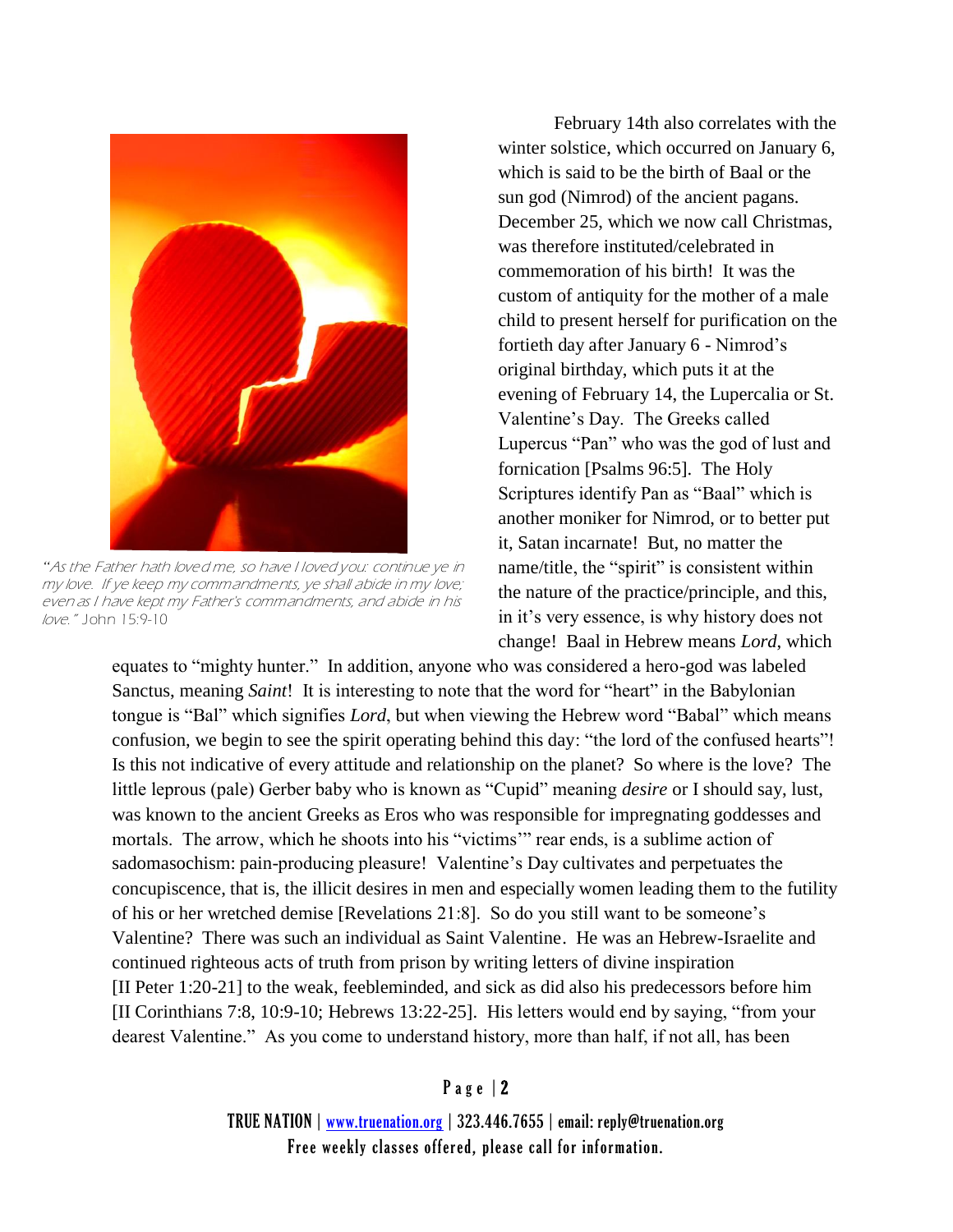"As the Father hath loved me, so have I loved you: continue ye in my love. If ye keep my commandments, ye shall abide in my love; even as I have kept my Father's commandments, and abide in his love." John 15:9-10

February 14th also correlates with the winter solstice, which occurred on January 6, which is said to be the birth of Baal or the sun god (Nimrod) of the ancient pagans. December 25, which we now call Christmas, was therefore instituted/celebrated in commemoration of his birth! It was the custom of antiquity for the mother of a male child to present herself for purification on the fortieth day after January 6 - Nimrod's original birthday, which puts it at the evening of February 14, the Lupercalia or St. Valentine's Day. The Greeks called Lupercus "Pan" who was the god of lust and fornication [Psalms 96:5]. The Holy Scriptures identify Pan as "Baal" which is another moniker for Nimrod, or to better put it, Satan incarnate! But, no matter the name/title, the "spirit" is consistent within the nature of the practice/principle, and this, in it's very essence, is why history does not change! Baal in Hebrew means *Lord*, which equates to "mighty hunter." In addition, anyone who was considered a hero-god was labeled Sanctus, meaning *Saint*! It is interesting to note that the word for "heart" in the Babylonian tongue is "Bal" which signifies *Lord*, but when viewing the Hebrew word "Babal" which means confusion, we begin to see the spirit operating behind this day: "the lord of the confused hearts"! Is this not indicative of every attitude and relationship on the planet? So where is the love? The little leprous (pale) Gerber baby who is known as "Cupid" meaning *desire* or I should say, lust, was known to the ancient Greeks as Eros who was responsible for impregnating goddesses and mortals. The arrow, which he shoots into his "victims'" rear ends, is a sublime action of sadomasochism: pain-producing pleasure! Valentine's Day cultivates and perpetuates the concupiscence, that is, the illicit desires in men and especially women leading them to the futility of his or her wretched demise [Revelations 21:8]. So do you still want to be someone's Valentine? There was such an individual as Saint Valentine. He was an Hebrew-Israelite and continued righteous acts of truth from prison by writing letters of divine inspiration [II Peter 1:20-21] to the weak, feebleminded, and sick as did also his predecessors before him [II Corinthians 7:8, 10:9-10; Hebrews 13:22-25]. His letters would end by saying, "from your dearest Valentine." As you come to understand history, more than half, if not all, has been

TRUE NATION | www.truenation.org | 323.446.7655 | email: reply@truenation.org
Free weekly classes offered, please call for information.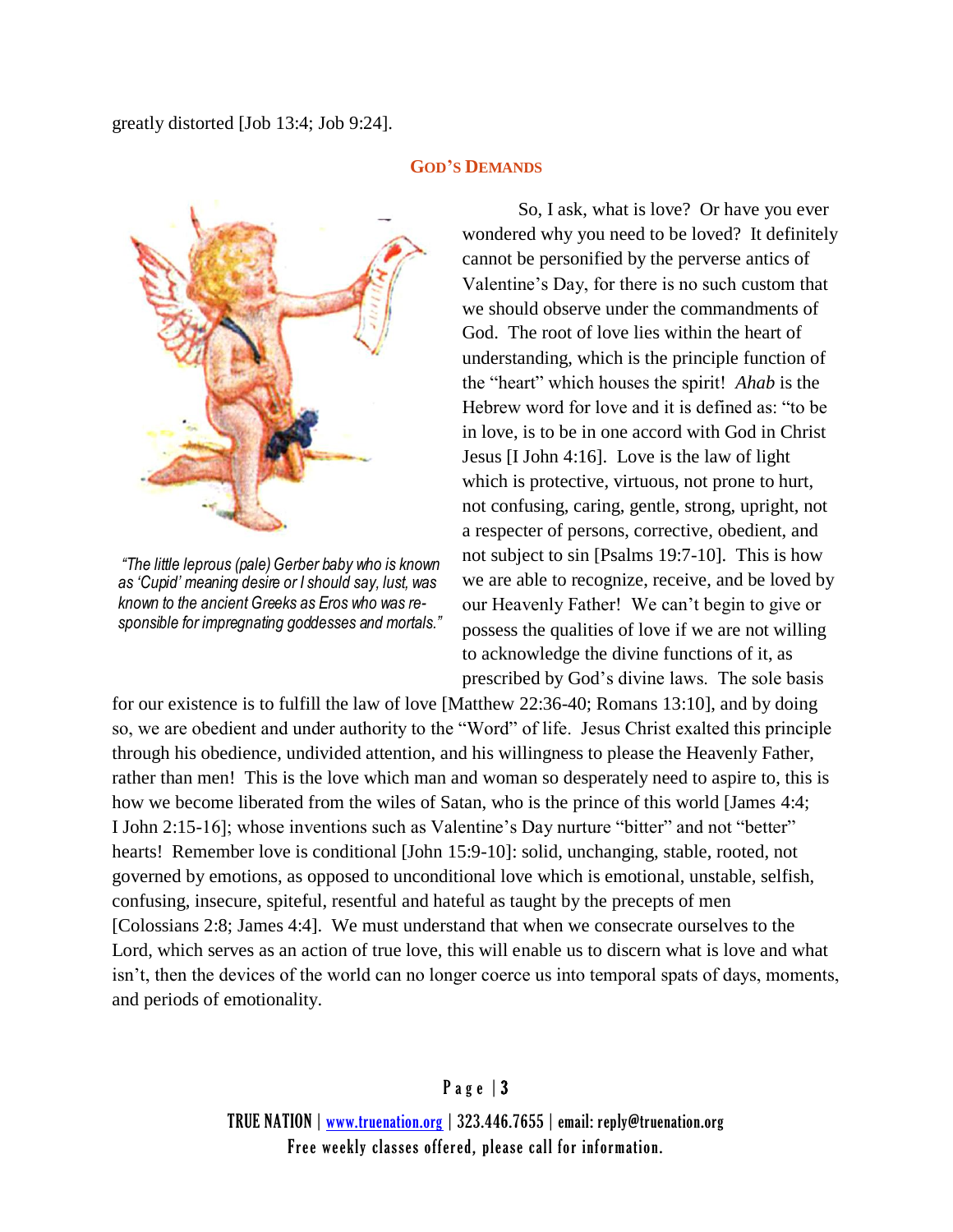greatly distorted [Job 13:4; Job 9:24].

## GOD'S DEMANDS

*"The little leprous (pale) Gerber baby who is known as 'Cupid' meaning desire or I should say, lust, was known to the ancient Greeks as Eros who was responsible for impregnating goddesses and mortals."*

So, I ask, what is love? Or have you ever wondered why you need to be loved? It definitely cannot be personified by the perverse antics of Valentine's Day, for there is no such custom that we should observe under the commandments of God. The root of love lies within the heart of understanding, which is the principle function of the "heart" which houses the spirit! *Ahab* is the Hebrew word for love and it is defined as: "to be in love, is to be in one accord with God in Christ Jesus [I John 4:16]. Love is the law of light which is protective, virtuous, not prone to hurt, not confusing, caring, gentle, strong, upright, not a respecter of persons, corrective, obedient, and not subject to sin [Psalms 19:7-10]. This is how we are able to recognize, receive, and be loved by our Heavenly Father! We can't begin to give or possess the qualities of love if we are not willing to acknowledge the divine functions of it, as prescribed by God's divine laws. The sole basis for our existence is to fulfill the law of love [Matthew 22:36-40; Romans 13:10], and by doing so, we are obedient and under authority to the "Word" of life. Jesus Christ exalted this principle through his obedience, undivided attention, and his willingness to please the Heavenly Father, rather than men! This is the love which man and woman so desperately need to aspire to, this is how we become liberated from the wiles of Satan, who is the prince of this world [James 4:4; I John 2:15-16]; whose inventions such as Valentine's Day nurture "bitter" and not "better" hearts! Remember love is conditional [John 15:9-10]: solid, unchanging, stable, rooted, not governed by emotions, as opposed to unconditional love which is emotional, unstable, selfish, confusing, insecure, spiteful, resentful and hateful as taught by the precepts of men [Colossians 2:8; James 4:4]. We must understand that when we consecrate ourselves to the Lord, which serves as an action of true love, this will enable us to discern what is love and what isn't, then the devices of the world can no longer coerce us into temporal spats of days, moments, and periods of emotionality.

TRUE NATION | www.truenation.org | 323.446.7655 | email: reply@truenation.org
Free weekly classes offered, please call for information.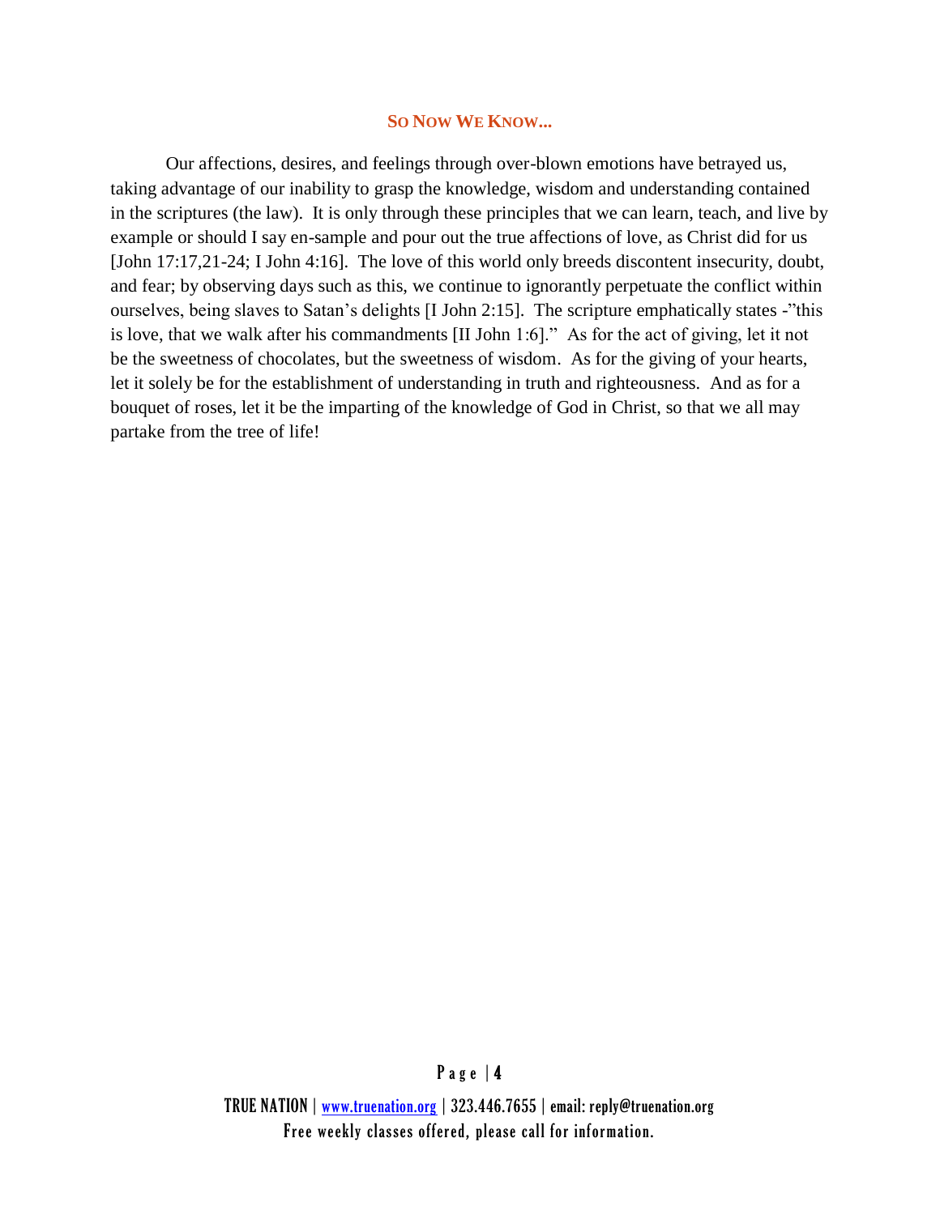## So Now We Know...

Our affections, desires, and feelings through over-blown emotions have betrayed us, taking advantage of our inability to grasp the knowledge, wisdom and understanding contained in the scriptures (the law). It is only through these principles that we can learn, teach, and live by example or should I say en-sample and pour out the true affections of love, as Christ did for us [John 17:17,21-24; I John 4:16]. The love of this world only breeds discontent insecurity, doubt, and fear; by observing days such as this, we continue to ignorantly perpetuate the conflict within ourselves, being slaves to Satan's delights [I John 2:15]. The scripture emphatically states -"this is love, that we walk after his commandments [II John 1:6]." As for the act of giving, let it not be the sweetness of chocolates, but the sweetness of wisdom. As for the giving of your hearts, let it solely be for the establishment of understanding in truth and righteousness. And as for a bouquet of roses, let it be the imparting of the knowledge of God in Christ, so that we all may partake from the tree of life!